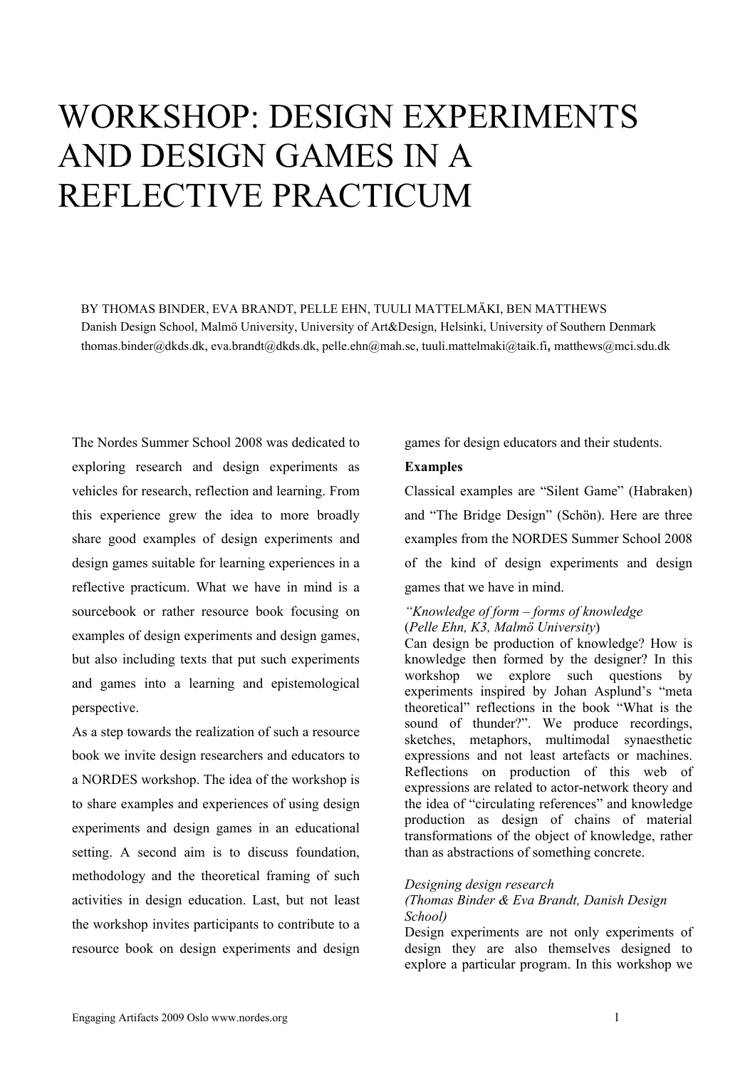# WORKSHOP: DESIGN EXPERIMENTS AND DESIGN GAMES IN A REFLECTIVE PRACTICUM

BY THOMAS BINDER, EVA BRANDT, PELLE EHN, TUULI MATTELMÄKI, BEN MATTHEWS

Danish Design School, Malmö University, University of Art&Design, Helsinki, University of Southern Denmark

thomas.binder@dkds.dk, eva.brandt@dkds.dk, pelle.ehn@mah.se, tuuli.mattelmaki@taik.fi, matthews@mci.sdu.dk

The Nordes Summer School 2008 was dedicated to exploring research and design experiments as vehicles for research, reflection and learning. From this experience grew the idea to more broadly share good examples of design experiments and design games suitable for learning experiences in a reflective practicum. What we have in mind is a sourcebook or rather resource book focusing on examples of design experiments and design games, but also including texts that put such experiments and games into a learning and epistemological perspective.

As a step towards the realization of such a resource book we invite design researchers and educators to a NORDES workshop. The idea of the workshop is to share examples and experiences of using design experiments and design games in an educational setting. A second aim is to discuss foundation, methodology and the theoretical framing of such activities in design education. Last, but not least the workshop invites participants to contribute to a resource book on design experiments and design games for design educators and their students.

**Examples**

Classical examples are "Silent Game" (Habraken) and "The Bridge Design" (Schön). Here are three examples from the NORDES Summer School 2008 of the kind of design experiments and design games that we have in mind.

*"Knowledge of form – forms of knowledge*
(*Pelle Ehn, K3, Malmö University*)

Can design be production of knowledge? How is knowledge then formed by the designer? In this workshop we explore such questions by experiments inspired by Johan Asplund's "meta theoretical" reflections in the book "What is the sound of thunder?". We produce recordings, sketches, metaphors, multimodal synaesthetic expressions and not least artefacts or machines. Reflections on production of this web of expressions are related to actor-network theory and the idea of "circulating references" and knowledge production as design of chains of material transformations of the object of knowledge, rather than as abstractions of something concrete.

*Designing design research*
*(Thomas Binder & Eva Brandt, Danish Design School)*

Design experiments are not only experiments of design they are also themselves designed to explore a particular program. In this workshop we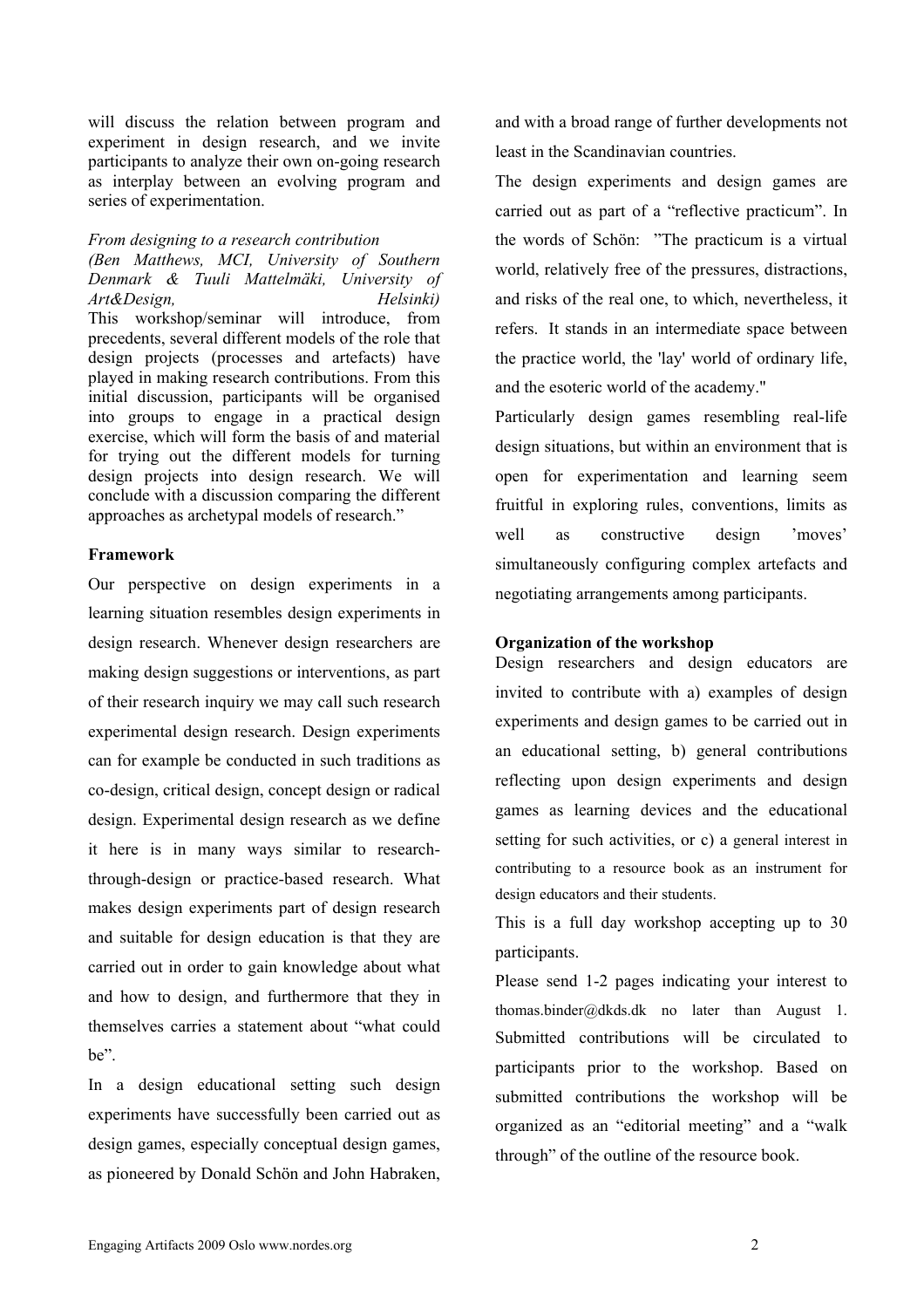will discuss the relation between program and experiment in design research, and we invite participants to analyze their own on-going research as interplay between an evolving program and series of experimentation.

*From designing to a research contribution*
*(Ben Matthews, MCI, University of Southern Denmark & Tuuli Mattelmäki, University of Art&Design, Helsinki)*
This workshop/seminar will introduce, from precedents, several different models of the role that design projects (processes and artefacts) have played in making research contributions. From this initial discussion, participants will be organised into groups to engage in a practical design exercise, which will form the basis of and material for trying out the different models for turning design projects into design research. We will conclude with a discussion comparing the different approaches as archetypal models of research."

**Framework**

Our perspective on design experiments in a learning situation resembles design experiments in design research. Whenever design researchers are making design suggestions or interventions, as part of their research inquiry we may call such research experimental design research. Design experiments can for example be conducted in such traditions as co-design, critical design, concept design or radical design. Experimental design research as we define it here is in many ways similar to research-through-design or practice-based research. What makes design experiments part of design research and suitable for design education is that they are carried out in order to gain knowledge about what and how to design, and furthermore that they in themselves carries a statement about "what could be".

In a design educational setting such design experiments have successfully been carried out as design games, especially conceptual design games, as pioneered by Donald Schön and John Habraken, and with a broad range of further developments not least in the Scandinavian countries.

The design experiments and design games are carried out as part of a "reflective practicum". In the words of Schön: "The practicum is a virtual world, relatively free of the pressures, distractions, and risks of the real one, to which, nevertheless, it refers. It stands in an intermediate space between the practice world, the 'lay' world of ordinary life, and the esoteric world of the academy."

Particularly design games resembling real-life design situations, but within an environment that is open for experimentation and learning seem fruitful in exploring rules, conventions, limits as well as constructive design 'moves' simultaneously configuring complex artefacts and negotiating arrangements among participants.

**Organization of the workshop**

Design researchers and design educators are invited to contribute with a) examples of design experiments and design games to be carried out in an educational setting, b) general contributions reflecting upon design experiments and design games as learning devices and the educational setting for such activities, or c) a general interest in contributing to a resource book as an instrument for design educators and their students.

This is a full day workshop accepting up to 30 participants.

Please send 1-2 pages indicating your interest to thomas.binder@dkds.dk no later than August 1. Submitted contributions will be circulated to participants prior to the workshop. Based on submitted contributions the workshop will be organized as an "editorial meeting" and a "walk through" of the outline of the resource book.